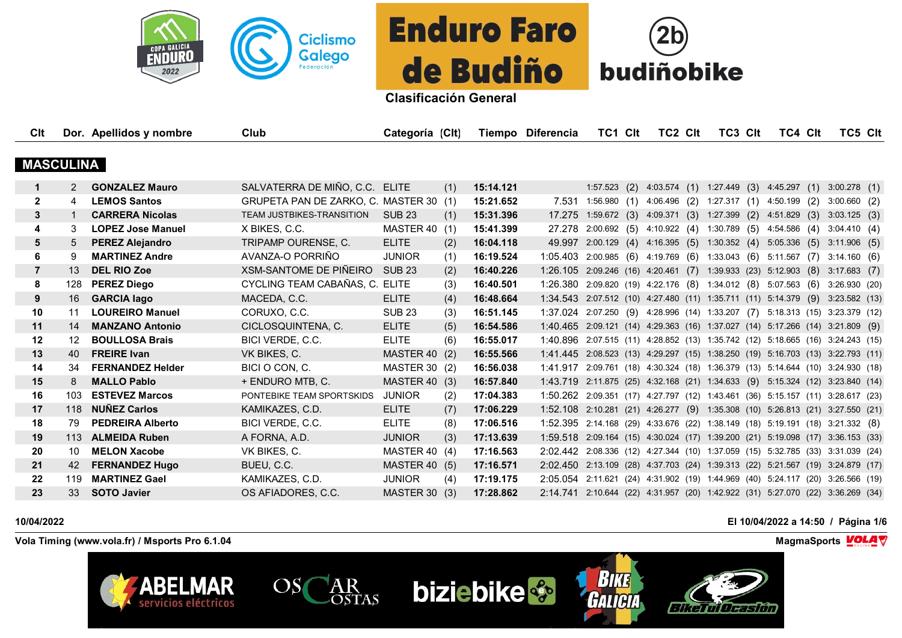# Enduro Faro de Budiño

## Clasificación General

### MASCULINA

| Clt | Dor. | Apellidos y nombre | Club | Categoría | (Clt) | Tiempo | Diferencia | TC1 | Clt | TC2 | Clt | TC3 | Clt | TC4 | Clt | TC5 | Clt |
|---|---|---|---|---|---|---|---|---|---|---|---|---|---|---|---|---|---|
| 1 | 2 | **GONZALEZ Mauro** | SALVATERRA DE MIÑO, C.C. | ELITE | (1) | **15:14.121** | | 1:57.523 | (2) | 4:03.574 | (1) | 1:27.449 | (3) | 4:45.297 | (1) | 3:00.278 | (1) |
| 2 | 4 | **LEMOS Santos** | GRUPETA PAN DE ZARKO, C. | MASTER 30 | (1) | **15:21.652** | 7.531 | 1:56.980 | (1) | 4:06.496 | (2) | 1:27.317 | (1) | 4:50.199 | (2) | 3:00.660 | (2) |
| 3 | 1 | **CARRERA Nicolas** | TEAM JUSTBIKES-TRANSITION | SUB 23 | (1) | **15:31.396** | 17.275 | 1:59.672 | (3) | 4:09.371 | (3) | 1:27.399 | (2) | 4:51.829 | (3) | 3:03.125 | (3) |
| 4 | 3 | **LOPEZ Jose Manuel** | X BIKES, C.C. | MASTER 40 | (1) | **15:41.399** | 27.278 | 2:00.692 | (5) | 4:10.922 | (4) | 1:30.789 | (5) | 4:54.586 | (4) | 3:04.410 | (4) |
| 5 | 5 | **PEREZ Alejandro** | TRIPAMP OURENSE, C. | ELITE | (2) | **16:04.118** | 49.997 | 2:00.129 | (4) | 4:16.395 | (5) | 1:30.352 | (4) | 5:05.336 | (5) | 3:11.906 | (5) |
| 6 | 9 | **MARTINEZ Andre** | AVANZA-O PORRIÑO | JUNIOR | (1) | **16:19.524** | 1:05.403 | 2:00.985 | (6) | 4:19.769 | (6) | 1:33.043 | (6) | 5:11.567 | (7) | 3:14.160 | (6) |
| 7 | 13 | **DEL RIO Zoe** | XSM-SANTOME DE PIÑEIRO | SUB 23 | (2) | **16:40.226** | 1:26.105 | 2:09.246 | (16) | 4:20.461 | (7) | 1:39.933 | (23) | 5:12.903 | (8) | 3:17.683 | (7) |
| 8 | 128 | **PEREZ Diego** | CYCLING TEAM CABAÑAS, C. | ELITE | (3) | **16:40.501** | 1:26.380 | 2:09.820 | (19) | 4:22.176 | (8) | 1:34.012 | (8) | 5:07.563 | (6) | 3:26.930 | (20) |
| 9 | 16 | **GARCIA Iago** | MACEDA, C.C. | ELITE | (4) | **16:48.664** | 1:34.543 | 2:07.512 | (10) | 4:27.480 | (11) | 1:35.711 | (11) | 5:14.379 | (9) | 3:23.582 | (13) |
| 10 | 11 | **LOUREIRO Manuel** | CORUXO, C.C. | SUB 23 | (3) | **16:51.145** | 1:37.024 | 2:07.250 | (9) | 4:28.996 | (14) | 1:33.207 | (7) | 5:18.313 | (15) | 3:23.379 | (12) |
| 11 | 14 | **MANZANO Antonio** | CICLOSQUINTENA, C. | ELITE | (5) | **16:54.586** | 1:40.465 | 2:09.121 | (14) | 4:29.363 | (16) | 1:37.027 | (14) | 5:17.266 | (14) | 3:21.809 | (9) |
| 12 | 12 | **BOULLOSA Brais** | BICI VERDE, C.C. | ELITE | (6) | **16:55.017** | 1:40.896 | 2:07.515 | (11) | 4:28.852 | (13) | 1:35.742 | (12) | 5:18.665 | (16) | 3:24.243 | (15) |
| 13 | 40 | **FREIRE Ivan** | VK BIKES, C. | MASTER 40 | (2) | **16:55.566** | 1:41.445 | 2:08.523 | (13) | 4:29.297 | (15) | 1:38.250 | (19) | 5:16.703 | (13) | 3:22.793 | (11) |
| 14 | 34 | **FERNANDEZ Helder** | BICI O CON, C. | MASTER 30 | (2) | **16:56.038** | 1:41.917 | 2:09.761 | (18) | 4:30.324 | (18) | 1:36.379 | (13) | 5:14.644 | (10) | 3:24.930 | (18) |
| 15 | 8 | **MALLO Pablo** | + ENDURO MTB, C. | MASTER 40 | (3) | **16:57.840** | 1:43.719 | 2:11.875 | (25) | 4:32.168 | (21) | 1:34.633 | (9) | 5:15.324 | (12) | 3:23.840 | (14) |
| 16 | 103 | **ESTEVEZ Marcos** | PONTEBIKE TEAM SPORTSKIDS | JUNIOR | (2) | **17:04.383** | 1:50.262 | 2:09.351 | (17) | 4:27.797 | (12) | 1:43.461 | (36) | 5:15.157 | (11) | 3:28.617 | (23) |
| 17 | 118 | **NUÑEZ Carlos** | KAMIKAZES, C.D. | ELITE | (7) | **17:06.229** | 1:52.108 | 2:10.281 | (21) | 4:26.277 | (9) | 1:35.308 | (10) | 5:26.813 | (21) | 3:27.550 | (21) |
| 18 | 79 | **PEDREIRA Alberto** | BICI VERDE, C.C. | ELITE | (8) | **17:06.516** | 1:52.395 | 2:14.168 | (29) | 4:33.676 | (22) | 1:38.149 | (18) | 5:19.191 | (18) | 3:21.332 | (8) |
| 19 | 113 | **ALMEIDA Ruben** | A FORNA, A.D. | JUNIOR | (3) | **17:13.639** | 1:59.518 | 2:09.164 | (15) | 4:30.024 | (17) | 1:39.200 | (21) | 5:19.098 | (17) | 3:36.153 | (33) |
| 20 | 10 | **MELON Xacobe** | VK BIKES, C. | MASTER 40 | (4) | **17:16.563** | 2:02.442 | 2:08.336 | (12) | 4:27.344 | (10) | 1:37.059 | (15) | 5:32.785 | (33) | 3:31.039 | (24) |
| 21 | 42 | **FERNANDEZ Hugo** | BUEU, C.C. | MASTER 40 | (5) | **17:16.571** | 2:02.450 | 2:13.109 | (28) | 4:37.703 | (24) | 1:39.313 | (22) | 5:21.567 | (19) | 3:24.879 | (17) |
| 22 | 119 | **MARTINEZ Gael** | KAMIKAZES, C.D. | JUNIOR | (4) | **17:19.175** | 2:05.054 | 2:11.621 | (24) | 4:31.902 | (19) | 1:44.969 | (40) | 5:24.117 | (20) | 3:26.566 | (19) |
| 23 | 33 | **SOTO Javier** | OS AFIADORES, C.C. | MASTER 30 | (3) | **17:28.862** | 2:14.741 | 2:10.644 | (22) | 4:31.957 | (20) | 1:42.922 | (31) | 5:27.070 | (22) | 3:36.269 | (34) |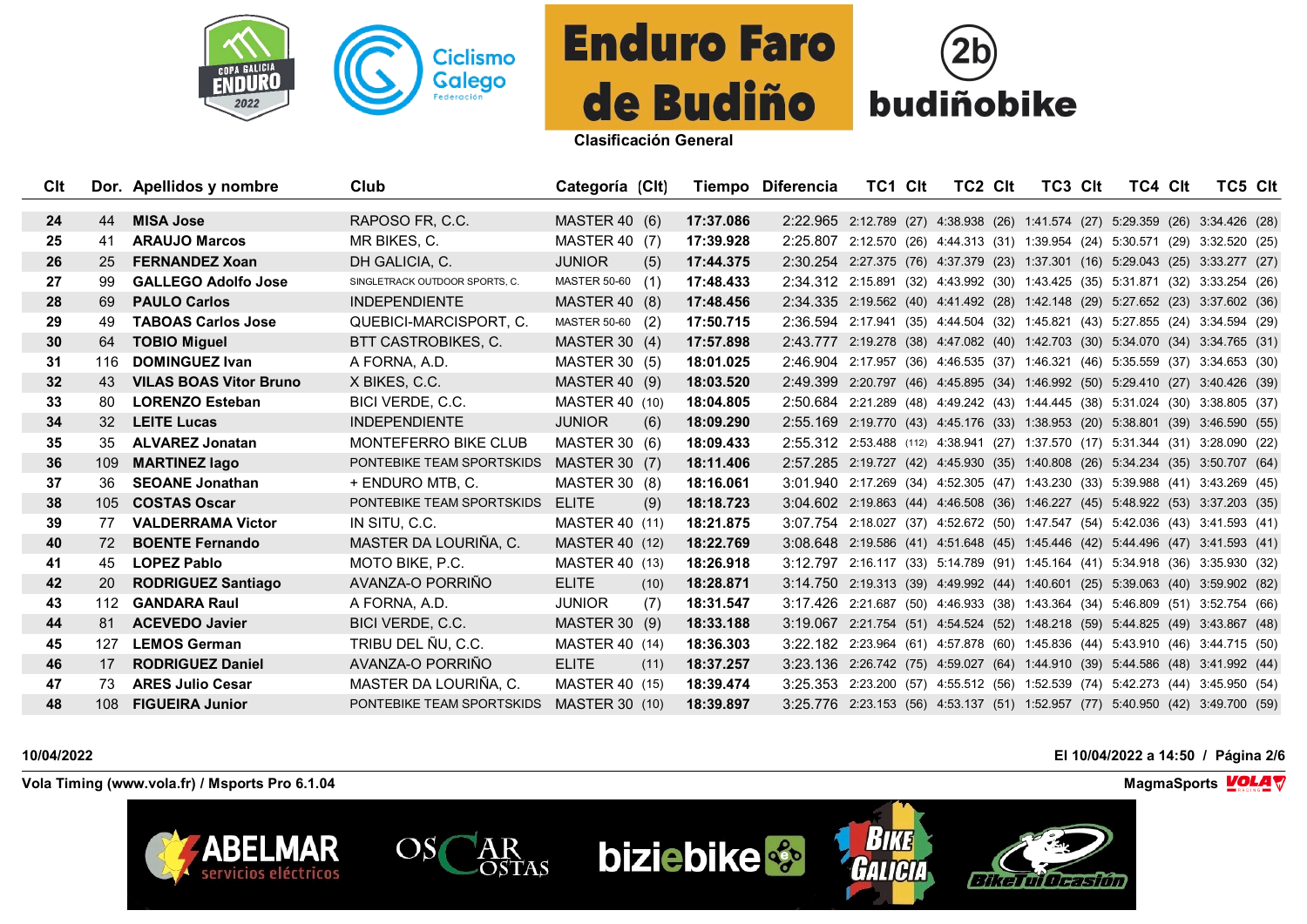# Enduro Faro de Budiño

**Clasificación General**

| Clt | Dor. | Apellidos y nombre | Club | Categoría | (Clt) | Tiempo | Diferencia | TC1 | Clt | TC2 | Clt | TC3 | Clt | TC4 | Clt | TC5 | Clt |
|---|---|---|---|---|---|---|---|---|---|---|---|---|---|---|---|---|---|
| 24 | 44 | **MISA Jose** | RAPOSO FR, C.C. | MASTER 40 | (6) | **17:37.086** | 2:22.965 | 2:12.789 | (27) | 4:38.938 | (26) | 1:41.574 | (27) | 5:29.359 | (26) | 3:34.426 | (28) |
| 25 | 41 | **ARAUJO Marcos** | MR BIKES, C. | MASTER 40 | (7) | **17:39.928** | 2:25.807 | 2:12.570 | (26) | 4:44.313 | (31) | 1:39.954 | (24) | 5:30.571 | (29) | 3:32.520 | (25) |
| 26 | 25 | **FERNANDEZ Xoan** | DH GALICIA, C. | JUNIOR | (5) | **17:44.375** | 2:30.254 | 2:27.375 | (76) | 4:37.379 | (23) | 1:37.301 | (16) | 5:29.043 | (25) | 3:33.277 | (27) |
| 27 | 99 | **GALLEGO Adolfo Jose** | SINGLETRACK OUTDOOR SPORTS, C. | MASTER 50-60 | (1) | **17:48.433** | 2:34.312 | 2:15.891 | (32) | 4:43.992 | (30) | 1:43.425 | (35) | 5:31.871 | (32) | 3:33.254 | (26) |
| 28 | 69 | **PAULO Carlos** | INDEPENDIENTE | MASTER 40 | (8) | **17:48.456** | 2:34.335 | 2:19.562 | (40) | 4:41.492 | (28) | 1:42.148 | (29) | 5:27.652 | (23) | 3:37.602 | (36) |
| 29 | 49 | **TABOAS Carlos Jose** | QUEBICI-MARCISPORT, C. | MASTER 50-60 | (2) | **17:50.715** | 2:36.594 | 2:17.941 | (35) | 4:44.504 | (32) | 1:45.821 | (43) | 5:27.855 | (24) | 3:34.594 | (29) |
| 30 | 64 | **TOBIO Miguel** | BTT CASTROBIKES, C. | MASTER 30 | (4) | **17:57.898** | 2:43.777 | 2:19.278 | (38) | 4:47.082 | (40) | 1:42.703 | (30) | 5:34.070 | (34) | 3:34.765 | (31) |
| 31 | 116 | **DOMINGUEZ Ivan** | A FORNA, A.D. | MASTER 30 | (5) | **18:01.025** | 2:46.904 | 2:17.957 | (36) | 4:46.535 | (37) | 1:46.321 | (46) | 5:35.559 | (37) | 3:34.653 | (30) |
| 32 | 43 | **VILAS BOAS Vitor Bruno** | X BIKES, C.C. | MASTER 40 | (9) | **18:03.520** | 2:49.399 | 2:20.797 | (46) | 4:45.895 | (34) | 1:46.992 | (50) | 5:29.410 | (27) | 3:40.426 | (39) |
| 33 | 80 | **LORENZO Esteban** | BICI VERDE, C.C. | MASTER 40 | (10) | **18:04.805** | 2:50.684 | 2:21.289 | (48) | 4:49.242 | (43) | 1:44.445 | (38) | 5:31.024 | (30) | 3:38.805 | (37) |
| 34 | 32 | **LEITE Lucas** | INDEPENDIENTE | JUNIOR | (6) | **18:09.290** | 2:55.169 | 2:19.770 | (43) | 4:45.176 | (33) | 1:38.953 | (20) | 5:38.801 | (39) | 3:46.590 | (55) |
| 35 | 35 | **ALVAREZ Jonatan** | MONTEFERRO BIKE CLUB | MASTER 30 | (6) | **18:09.433** | 2:55.312 | 2:53.488 | (112) | 4:38.941 | (27) | 1:37.570 | (17) | 5:31.344 | (31) | 3:28.090 | (22) |
| 36 | 109 | **MARTINEZ Iago** | PONTEBIKE TEAM SPORTSKIDS | MASTER 30 | (7) | **18:11.406** | 2:57.285 | 2:19.727 | (42) | 4:45.930 | (35) | 1:40.808 | (26) | 5:34.234 | (35) | 3:50.707 | (64) |
| 37 | 36 | **SEOANE Jonathan** | + ENDURO MTB, C. | MASTER 30 | (8) | **18:16.061** | 3:01.940 | 2:17.269 | (34) | 4:52.305 | (47) | 1:43.230 | (33) | 5:39.988 | (41) | 3:43.269 | (45) |
| 38 | 105 | **COSTAS Oscar** | PONTEBIKE TEAM SPORTSKIDS | ELITE | (9) | **18:18.723** | 3:04.602 | 2:19.863 | (44) | 4:46.508 | (36) | 1:46.227 | (45) | 5:48.922 | (53) | 3:37.203 | (35) |
| 39 | 77 | **VALDERRAMA Victor** | IN SITU, C.C. | MASTER 40 | (11) | **18:21.875** | 3:07.754 | 2:18.027 | (37) | 4:52.672 | (50) | 1:47.547 | (54) | 5:42.036 | (43) | 3:41.593 | (41) |
| 40 | 72 | **BOENTE Fernando** | MASTER DA LOURIÑA, C. | MASTER 40 | (12) | **18:22.769** | 3:08.648 | 2:19.586 | (41) | 4:51.648 | (45) | 1:45.446 | (42) | 5:44.496 | (47) | 3:41.593 | (41) |
| 41 | 45 | **LOPEZ Pablo** | MOTO BIKE, P.C. | MASTER 40 | (13) | **18:26.918** | 3:12.797 | 2:16.117 | (33) | 5:14.789 | (91) | 1:45.164 | (41) | 5:34.918 | (36) | 3:35.930 | (32) |
| 42 | 20 | **RODRIGUEZ Santiago** | AVANZA-O PORRIÑO | ELITE | (10) | **18:28.871** | 3:14.750 | 2:19.313 | (39) | 4:49.992 | (44) | 1:40.601 | (25) | 5:39.063 | (40) | 3:59.902 | (82) |
| 43 | 112 | **GANDARA Raul** | A FORNA, A.D. | JUNIOR | (7) | **18:31.547** | 3:17.426 | 2:21.687 | (50) | 4:46.933 | (38) | 1:43.364 | (34) | 5:46.809 | (51) | 3:52.754 | (66) |
| 44 | 81 | **ACEVEDO Javier** | BICI VERDE, C.C. | MASTER 30 | (9) | **18:33.188** | 3:19.067 | 2:21.754 | (51) | 4:54.524 | (52) | 1:48.218 | (59) | 5:44.825 | (49) | 3:43.867 | (48) |
| 45 | 127 | **LEMOS German** | TRIBU DEL ÑU, C.C. | MASTER 40 | (14) | **18:36.303** | 3:22.182 | 2:23.964 | (61) | 4:57.878 | (60) | 1:45.836 | (44) | 5:43.910 | (46) | 3:44.715 | (50) |
| 46 | 17 | **RODRIGUEZ Daniel** | AVANZA-O PORRIÑO | ELITE | (11) | **18:37.257** | 3:23.136 | 2:26.742 | (75) | 4:59.027 | (64) | 1:44.910 | (39) | 5:44.586 | (48) | 3:41.992 | (44) |
| 47 | 73 | **ARES Julio Cesar** | MASTER DA LOURIÑA, C. | MASTER 40 | (15) | **18:39.474** | 3:25.353 | 2:23.200 | (57) | 4:55.512 | (56) | 1:52.539 | (74) | 5:42.273 | (44) | 3:45.950 | (54) |
| 48 | 108 | **FIGUEIRA Junior** | PONTEBIKE TEAM SPORTSKIDS | MASTER 30 | (10) | **18:39.897** | 3:25.776 | 2:23.153 | (56) | 4:53.137 | (51) | 1:52.957 | (77) | 5:40.950 | (42) | 3:49.700 | (59) |

10/04/2022 — El 10/04/2022 a 14:50

Vola Timing (www.vola.fr) / Msports Pro 6.1.04 — MagmaSports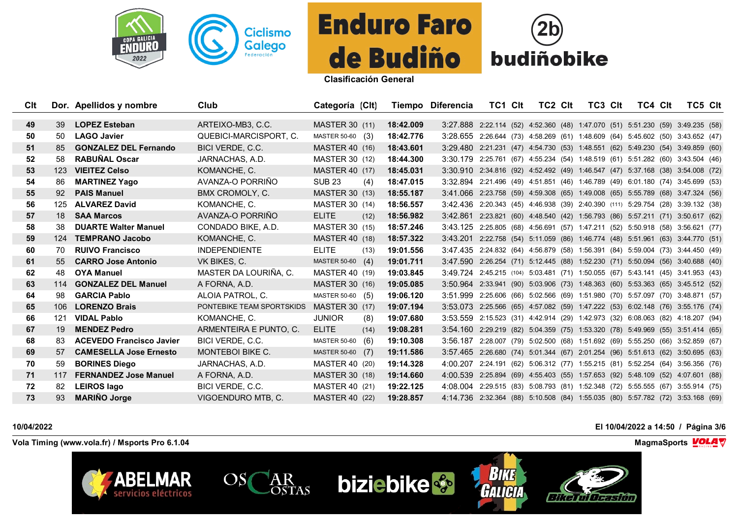# Enduro Faro de Budiño

**Clasificación General**

| Clt | Dor. | Apellidos y nombre | Club | Categoría | (Clt) | Tiempo | Diferencia | TC1 | Clt | TC2 | Clt | TC3 | Clt | TC4 | Clt | TC5 | Clt |
|---|---|---|---|---|---|---|---|---|---|---|---|---|---|---|---|---|---|
| 49 | 39 | **LOPEZ Esteban** | ARTEIXO-MB3, C.C. | MASTER 30 | (11) | **18:42.009** | 3:27.888 | 2:22.114 | (52) | 4:52.360 | (48) | 1:47.070 | (51) | 5:51.230 | (59) | 3:49.235 | (58) |
| 50 | 50 | **LAGO Javier** | QUEBICI-MARCISPORT, C. | MASTER 50-60 | (3) | **18:42.776** | 3:28.655 | 2:26.644 | (73) | 4:58.269 | (61) | 1:48.609 | (64) | 5:45.602 | (50) | 3:43.652 | (47) |
| 51 | 85 | **GONZALEZ DEL Fernando** | BICI VERDE, C.C. | MASTER 40 | (16) | **18:43.601** | 3:29.480 | 2:21.231 | (47) | 4:54.730 | (53) | 1:48.551 | (62) | 5:49.230 | (54) | 3:49.859 | (60) |
| 52 | 58 | **RABUÑAL Oscar** | JARNACHAS, A.D. | MASTER 30 | (12) | **18:44.300** | 3:30.179 | 2:25.761 | (67) | 4:55.234 | (54) | 1:48.519 | (61) | 5:51.282 | (60) | 3:43.504 | (46) |
| 53 | 123 | **VIEITEZ Celso** | KOMANCHE, C. | MASTER 40 | (17) | **18:45.031** | 3:30.910 | 2:34.816 | (92) | 4:52.492 | (49) | 1:46.547 | (47) | 5:37.168 | (38) | 3:54.008 | (72) |
| 54 | 86 | **MARTINEZ Yago** | AVANZA-O PORRIÑO | SUB 23 | (4) | **18:47.015** | 3:32.894 | 2:21.496 | (49) | 4:51.851 | (46) | 1:46.789 | (49) | 6:01.180 | (74) | 3:45.699 | (53) |
| 55 | 92 | **PAIS Manuel** | BMX CROMOLY, C. | MASTER 30 | (13) | **18:55.187** | 3:41.066 | 2:23.758 | (59) | 4:59.308 | (65) | 1:49.008 | (65) | 5:55.789 | (68) | 3:47.324 | (56) |
| 56 | 125 | **ALVAREZ David** | KOMANCHE, C. | MASTER 30 | (14) | **18:56.557** | 3:42.436 | 2:20.343 | (45) | 4:46.938 | (39) | 2:40.390 | (111) | 5:29.754 | (28) | 3:39.132 | (38) |
| 57 | 18 | **SAA Marcos** | AVANZA-O PORRIÑO | ELITE | (12) | **18:56.982** | 3:42.861 | 2:23.821 | (60) | 4:48.540 | (42) | 1:56.793 | (86) | 5:57.211 | (71) | 3:50.617 | (62) |
| 58 | 38 | **DUARTE Walter Manuel** | CONDADO BIKE, A.D. | MASTER 30 | (15) | **18:57.246** | 3:43.125 | 2:25.805 | (68) | 4:56.691 | (57) | 1:47.211 | (52) | 5:50.918 | (58) | 3:56.621 | (77) |
| 59 | 124 | **TEMPRANO Jacobo** | KOMANCHE, C. | MASTER 40 | (18) | **18:57.322** | 3:43.201 | 2:22.758 | (54) | 5:11.059 | (86) | 1:46.774 | (48) | 5:51.961 | (63) | 3:44.770 | (51) |
| 60 | 70 | **RUIVO Francisco** | INDEPENDIENTE | ELITE | (13) | **19:01.556** | 3:47.435 | 2:24.832 | (64) | 4:56.879 | (58) | 1:56.391 | (84) | 5:59.004 | (73) | 3:44.450 | (49) |
| 61 | 55 | **CARRO Jose Antonio** | VK BIKES, C. | MASTER 50-60 | (4) | **19:01.711** | 3:47.590 | 2:26.254 | (71) | 5:12.445 | (88) | 1:52.230 | (71) | 5:50.094 | (56) | 3:40.688 | (40) |
| 62 | 48 | **OYA Manuel** | MASTER DA LOURIÑA, C. | MASTER 40 | (19) | **19:03.845** | 3:49.724 | 2:45.215 | (104) | 5:03.481 | (71) | 1:50.055 | (67) | 5:43.141 | (45) | 3:41.953 | (43) |
| 63 | 114 | **GONZALEZ DEL Manuel** | A FORNA, A.D. | MASTER 30 | (16) | **19:05.085** | 3:50.964 | 2:33.941 | (90) | 5:03.906 | (73) | 1:48.363 | (60) | 5:53.363 | (65) | 3:45.512 | (52) |
| 64 | 98 | **GARCIA Pablo** | ALOIA PATROL, C. | MASTER 50-60 | (5) | **19:06.120** | 3:51.999 | 2:25.606 | (66) | 5:02.566 | (69) | 1:51.980 | (70) | 5:57.097 | (70) | 3:48.871 | (57) |
| 65 | 106 | **LORENZO Brais** | PONTEBIKE TEAM SPORTSKIDS | MASTER 30 | (17) | **19:07.194** | 3:53.073 | 2:25.566 | (65) | 4:57.082 | (59) | 1:47.222 | (53) | 6:02.148 | (76) | 3:55.176 | (74) |
| 66 | 121 | **VIDAL Pablo** | KOMANCHE, C. | JUNIOR | (8) | **19:07.680** | 3:53.559 | 2:15.523 | (31) | 4:42.914 | (29) | 1:42.973 | (32) | 6:08.063 | (82) | 4:18.207 | (94) |
| 67 | 19 | **MENDEZ Pedro** | ARMENTEIRA E PUNTO, C. | ELITE | (14) | **19:08.281** | 3:54.160 | 2:29.219 | (82) | 5:04.359 | (75) | 1:53.320 | (78) | 5:49.969 | (55) | 3:51.414 | (65) |
| 68 | 83 | **ACEVEDO Francisco Javier** | BICI VERDE, C.C. | MASTER 50-60 | (6) | **19:10.308** | 3:56.187 | 2:28.007 | (79) | 5:02.500 | (68) | 1:51.692 | (69) | 5:55.250 | (66) | 3:52.859 | (67) |
| 69 | 57 | **CAMESELLA Jose Ernesto** | MONTEBOI BIKE C. | MASTER 50-60 | (7) | **19:11.586** | 3:57.465 | 2:26.680 | (74) | 5:01.344 | (67) | 2:01.254 | (96) | 5:51.613 | (62) | 3:50.695 | (63) |
| 70 | 59 | **BORINES Diego** | JARNACHAS, A.D. | MASTER 40 | (20) | **19:14.328** | 4:00.207 | 2:24.191 | (62) | 5:06.312 | (77) | 1:55.215 | (81) | 5:52.254 | (64) | 3:56.356 | (76) |
| 71 | 117 | **FERNANDEZ Jose Manuel** | A FORNA, A.D. | MASTER 30 | (18) | **19:14.660** | 4:00.539 | 2:25.894 | (69) | 4:55.403 | (55) | 1:57.653 | (92) | 5:48.109 | (52) | 4:07.601 | (88) |
| 72 | 82 | **LEIROS Iago** | BICI VERDE, C.C. | MASTER 40 | (21) | **19:22.125** | 4:08.004 | 2:29.515 | (83) | 5:08.793 | (81) | 1:52.348 | (72) | 5:55.555 | (67) | 3:55.914 | (75) |
| 73 | 93 | **MARIÑO Jorge** | VIGOENDURO MTB, C. | MASTER 40 | (22) | **19:28.857** | 4:14.736 | 2:32.364 | (88) | 5:10.508 | (84) | 1:55.035 | (80) | 5:57.782 | (72) | 3:53.168 | (69) |

10/04/2022

El 10/04/2022 a 14:50 / Página 3/6

Vola Timing (www.vola.fr) / Msports Pro 6.1.04

MagmaSports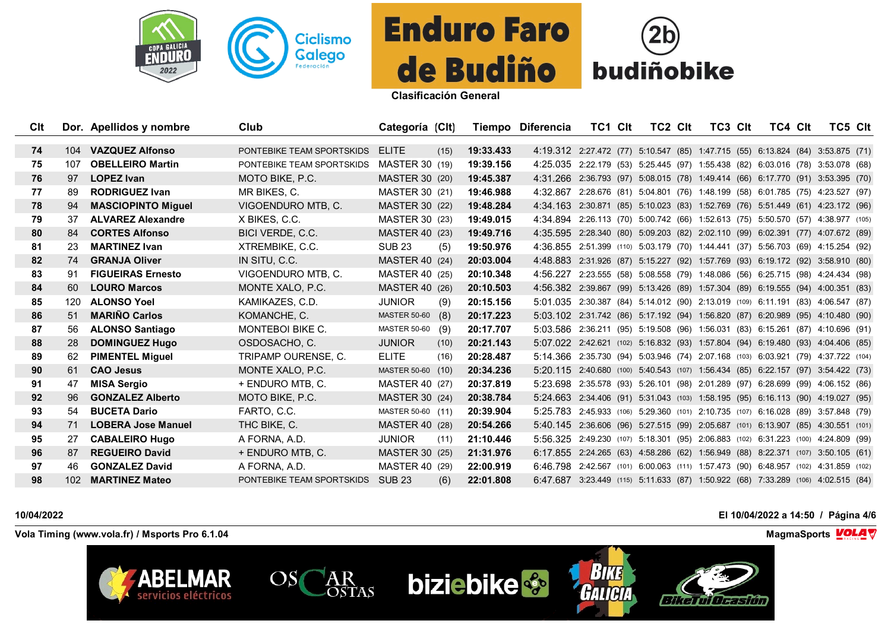# Enduro Faro de Budiño

Clasificación General

| Clt | Dor. | Apellidos y nombre | Club | Categoría | (Clt) | Tiempo | Diferencia | TC1 | Clt | TC2 | Clt | TC3 | Clt | TC4 | Clt | TC5 | Clt |
|---|---|---|---|---|---|---|---|---|---|---|---|---|---|---|---|---|---|
| 74 | 104 | **VAZQUEZ Alfonso** | PONTEBIKE TEAM SPORTSKIDS | ELITE | (15) | **19:33.433** | 4:19.312 | 2:27.472 | (77) | 5:10.547 | (85) | 1:47.715 | (55) | 6:13.824 | (84) | 3:53.875 | (71) |
| 75 | 107 | **OBELLEIRO Martin** | PONTEBIKE TEAM SPORTSKIDS | MASTER 30 | (19) | **19:39.156** | 4:25.035 | 2:22.179 | (53) | 5:25.445 | (97) | 1:55.438 | (82) | 6:03.016 | (78) | 3:53.078 | (68) |
| 76 | 97 | **LOPEZ Ivan** | MOTO BIKE, P.C. | MASTER 30 | (20) | **19:45.387** | 4:31.266 | 2:36.793 | (97) | 5:08.015 | (78) | 1:49.414 | (66) | 6:17.770 | (91) | 3:53.395 | (70) |
| 77 | 89 | **RODRIGUEZ Ivan** | MR BIKES, C. | MASTER 30 | (21) | **19:46.988** | 4:32.867 | 2:28.676 | (81) | 5:04.801 | (76) | 1:48.199 | (58) | 6:01.785 | (75) | 4:23.527 | (97) |
| 78 | 94 | **MASCIOPINTO Miguel** | VIGOENDURO MTB, C. | MASTER 30 | (22) | **19:48.284** | 4:34.163 | 2:30.871 | (85) | 5:10.023 | (83) | 1:52.769 | (76) | 5:51.449 | (61) | 4:23.172 | (96) |
| 79 | 37 | **ALVAREZ Alexandre** | X BIKES, C.C. | MASTER 30 | (23) | **19:49.015** | 4:34.894 | 2:26.113 | (70) | 5:00.742 | (66) | 1:52.613 | (75) | 5:50.570 | (57) | 4:38.977 | (105) |
| 80 | 84 | **CORTES Alfonso** | BICI VERDE, C.C. | MASTER 40 | (23) | **19:49.716** | 4:35.595 | 2:28.340 | (80) | 5:09.203 | (82) | 2:02.110 | (99) | 6:02.391 | (77) | 4:07.672 | (89) |
| 81 | 23 | **MARTINEZ Ivan** | XTREMBIKE, C.C. | SUB 23 | (5) | **19:50.976** | 4:36.855 | 2:51.399 | (110) | 5:03.179 | (70) | 1:44.441 | (37) | 5:56.703 | (69) | 4:15.254 | (92) |
| 82 | 74 | **GRANJA Oliver** | IN SITU, C.C. | MASTER 40 | (24) | **20:03.004** | 4:48.883 | 2:31.926 | (87) | 5:15.227 | (92) | 1:57.769 | (93) | 6:19.172 | (92) | 3:58.910 | (80) |
| 83 | 91 | **FIGUEIRAS Ernesto** | VIGOENDURO MTB, C. | MASTER 40 | (25) | **20:10.348** | 4:56.227 | 2:23.555 | (58) | 5:08.558 | (79) | 1:48.086 | (56) | 6:25.715 | (98) | 4:24.434 | (98) |
| 84 | 60 | **LOURO Marcos** | MONTE XALO, P.C. | MASTER 40 | (26) | **20:10.503** | 4:56.382 | 2:39.867 | (99) | 5:13.426 | (89) | 1:57.304 | (89) | 6:19.555 | (94) | 4:00.351 | (83) |
| 85 | 120 | **ALONSO Yoel** | KAMIKAZES, C.D. | JUNIOR | (9) | **20:15.156** | 5:01.035 | 2:30.387 | (84) | 5:14.012 | (90) | 2:13.019 | (109) | 6:11.191 | (83) | 4:06.547 | (87) |
| 86 | 51 | **MARIÑO Carlos** | KOMANCHE, C. | MASTER 50-60 | (8) | **20:17.223** | 5:03.102 | 2:31.742 | (86) | 5:17.192 | (94) | 1:56.820 | (87) | 6:20.989 | (95) | 4:10.480 | (90) |
| 87 | 56 | **ALONSO Santiago** | MONTEBOI BIKE C. | MASTER 50-60 | (9) | **20:17.707** | 5:03.586 | 2:36.211 | (95) | 5:19.508 | (96) | 1:56.031 | (83) | 6:15.261 | (87) | 4:10.696 | (91) |
| 88 | 28 | **DOMINGUEZ Hugo** | OSDOSACHO, C. | JUNIOR | (10) | **20:21.143** | 5:07.022 | 2:42.621 | (102) | 5:16.832 | (93) | 1:57.804 | (94) | 6:19.480 | (93) | 4:04.406 | (85) |
| 89 | 62 | **PIMENTEL Miguel** | TRIPAMP OURENSE, C. | ELITE | (16) | **20:28.487** | 5:14.366 | 2:35.730 | (94) | 5:03.946 | (74) | 2:07.168 | (103) | 6:03.921 | (79) | 4:37.722 | (104) |
| 90 | 61 | **CAO Jesus** | MONTE XALO, P.C. | MASTER 50-60 | (10) | **20:34.236** | 5:20.115 | 2:40.680 | (100) | 5:40.543 | (107) | 1:56.434 | (85) | 6:22.157 | (97) | 3:54.422 | (73) |
| 91 | 47 | **MISA Sergio** | + ENDURO MTB, C. | MASTER 40 | (27) | **20:37.819** | 5:23.698 | 2:35.578 | (93) | 5:26.101 | (98) | 2:01.289 | (97) | 6:28.699 | (99) | 4:06.152 | (86) |
| 92 | 96 | **GONZALEZ Alberto** | MOTO BIKE, P.C. | MASTER 30 | (24) | **20:38.784** | 5:24.663 | 2:34.406 | (91) | 5:31.043 | (103) | 1:58.195 | (95) | 6:16.113 | (90) | 4:19.027 | (95) |
| 93 | 54 | **BUCETA Dario** | FARTO, C.C. | MASTER 50-60 | (11) | **20:39.904** | 5:25.783 | 2:45.933 | (106) | 5:29.360 | (101) | 2:10.735 | (107) | 6:16.028 | (89) | 3:57.848 | (79) |
| 94 | 71 | **LOBERA Jose Manuel** | THC BIKE, C. | MASTER 40 | (28) | **20:54.266** | 5:40.145 | 2:36.606 | (96) | 5:27.515 | (99) | 2:05.687 | (101) | 6:13.907 | (85) | 4:30.551 | (101) |
| 95 | 27 | **CABALEIRO Hugo** | A FORNA, A.D. | JUNIOR | (11) | **21:10.446** | 5:56.325 | 2:49.230 | (107) | 5:18.301 | (95) | 2:06.883 | (102) | 6:31.223 | (100) | 4:24.809 | (99) |
| 96 | 87 | **REGUEIRO David** | + ENDURO MTB, C. | MASTER 30 | (25) | **21:31.976** | 6:17.855 | 2:24.265 | (63) | 4:58.286 | (62) | 1:56.949 | (88) | 8:22.371 | (107) | 3:50.105 | (61) |
| 97 | 46 | **GONZALEZ David** | A FORNA, A.D. | MASTER 40 | (29) | **22:00.919** | 6:46.798 | 2:42.567 | (101) | 6:00.063 | (111) | 1:57.473 | (90) | 6:48.957 | (102) | 4:31.859 | (102) |
| 98 | 102 | **MARTINEZ Mateo** | PONTEBIKE TEAM SPORTSKIDS | SUB 23 | (6) | **22:01.808** | 6:47.687 | 3:23.449 | (115) | 5:11.633 | (87) | 1:50.922 | (68) | 7:33.289 | (106) | 4:02.515 | (84) |

10/04/2022

El 10/04/2022 a 14:50

Vola Timing (www.vola.fr) / Msports Pro 6.1.04

MagmaSports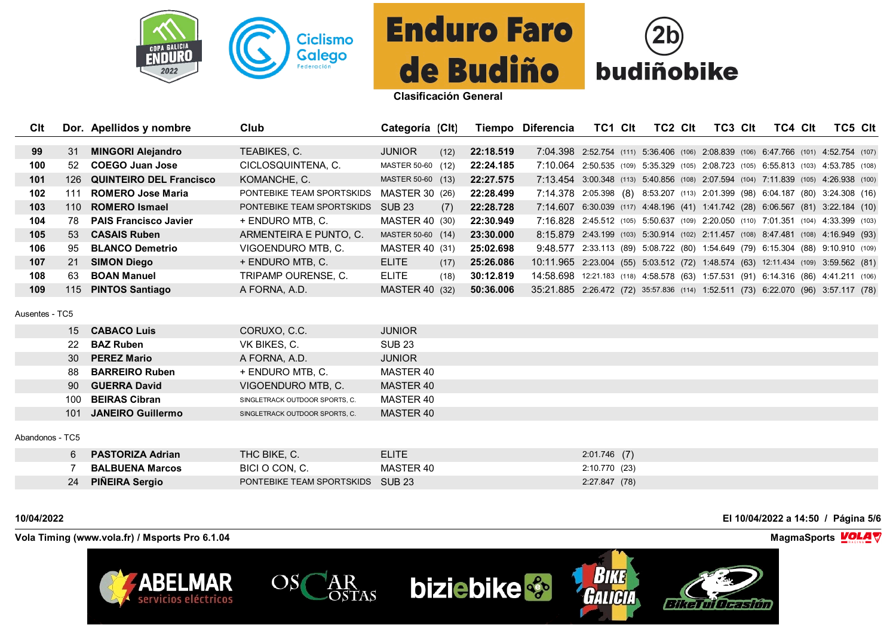# Enduro Faro de Budiño

## Clasificación General

| Clt | Dor. | Apellidos y nombre | Club | Categoría | (Clt) | Tiempo | Diferencia | TC1 | Clt | TC2 | Clt | TC3 | Clt | TC4 | Clt | TC5 | Clt |
|---|---|---|---|---|---|---|---|---|---|---|---|---|---|---|---|---|---|
| 99 | 31 | **MINGORI Alejandro** | TEABIKES, C. | JUNIOR | (12) | **22:18.519** | 7:04.398 | 2:52.754 | (111) | 5:36.406 | (106) | 2:08.839 | (106) | 6:47.766 | (101) | 4:52.754 | (107) |
| 100 | 52 | **COEGO Juan Jose** | CICLOSQUINTENA, C. | MASTER 50-60 | (12) | **22:24.185** | 7:10.064 | 2:50.535 | (109) | 5:35.329 | (105) | 2:08.723 | (105) | 6:55.813 | (103) | 4:53.785 | (108) |
| 101 | 126 | **QUINTEIRO DEL Francisco** | KOMANCHE, C. | MASTER 50-60 | (13) | **22:27.575** | 7:13.454 | 3:00.348 | (113) | 5:40.856 | (108) | 2:07.594 | (104) | 7:11.839 | (105) | 4:26.938 | (100) |
| 102 | 111 | **ROMERO Jose Maria** | PONTEBIKE TEAM SPORTSKIDS | MASTER 30 | (26) | **22:28.499** | 7:14.378 | 2:05.398 | (8) | 8:53.207 | (113) | 2:01.399 | (98) | 6:04.187 | (80) | 3:24.308 | (16) |
| 103 | 110 | **ROMERO Ismael** | PONTEBIKE TEAM SPORTSKIDS | SUB 23 | (7) | **22:28.728** | 7:14.607 | 6:30.039 | (117) | 4:48.196 | (41) | 1:41.742 | (28) | 6:06.567 | (81) | 3:22.184 | (10) |
| 104 | 78 | **PAIS Francisco Javier** | + ENDURO MTB, C. | MASTER 40 | (30) | **22:30.949** | 7:16.828 | 2:45.512 | (105) | 5:50.637 | (109) | 2:20.050 | (110) | 7:01.351 | (104) | 4:33.399 | (103) |
| 105 | 53 | **CASAIS Ruben** | ARMENTEIRA E PUNTO, C. | MASTER 50-60 | (14) | **23:30.000** | 8:15.879 | 2:43.199 | (103) | 5:30.914 | (102) | 2:11.457 | (108) | 8:47.481 | (108) | 4:16.949 | (93) |
| 106 | 95 | **BLANCO Demetrio** | VIGOENDURO MTB, C. | MASTER 40 | (31) | **25:02.698** | 9:48.577 | 2:33.113 | (89) | 5:08.722 | (80) | 1:54.649 | (79) | 6:15.304 | (88) | 9:10.910 | (109) |
| 107 | 21 | **SIMON Diego** | + ENDURO MTB, C. | ELITE | (17) | **25:26.086** | 10:11.965 | 2:23.004 | (55) | 5:03.512 | (72) | 1:48.574 | (63) | 12:11.434 | (109) | 3:59.562 | (81) |
| 108 | 63 | **BOAN Manuel** | TRIPAMP OURENSE, C. | ELITE | (18) | **30:12.819** | 14:58.698 | 12:21.183 | (118) | 4:58.578 | (63) | 1:57.531 | (91) | 6:14.316 | (86) | 4:41.211 | (106) |
| 109 | 115 | **PINTOS Santiago** | A FORNA, A.D. | MASTER 40 | (32) | **50:36.006** | 35:21.885 | 2:26.472 | (72) | 35:57.836 | (114) | 1:52.511 | (73) | 6:22.070 | (96) | 3:57.117 | (78) |

Ausentes - TC5

| Dor. | Apellidos y nombre | Club | Categoría |
|---|---|---|---|
| 15 | **CABACO Luis** | CORUXO, C.C. | JUNIOR |
| 22 | **BAZ Ruben** | VK BIKES, C. | SUB 23 |
| 30 | **PEREZ Mario** | A FORNA, A.D. | JUNIOR |
| 88 | **BARREIRO Ruben** | + ENDURO MTB, C. | MASTER 40 |
| 90 | **GUERRA David** | VIGOENDURO MTB, C. | MASTER 40 |
| 100 | **BEIRAS Cibran** | SINGLETRACK OUTDOOR SPORTS, C. | MASTER 40 |
| 101 | **JANEIRO Guillermo** | SINGLETRACK OUTDOOR SPORTS, C. | MASTER 40 |

Abandonos - TC5

| Dor. | Apellidos y nombre | Club | Categoría | TC1 | Clt |
|---|---|---|---|---|---|
| 6 | **PASTORIZA Adrian** | THC BIKE, C. | ELITE | 2:01.746 | (7) |
| 7 | **BALBUENA Marcos** | BICI O CON, C. | MASTER 40 | 2:10.770 | (23) |
| 24 | **PIÑEIRA Sergio** | PONTEBIKE TEAM SPORTSKIDS | SUB 23 | 2:27.847 | (78) |

10/04/2022 — El 10/04/2022 a 14:50

Vola Timing (www.vola.fr) / Msports Pro 6.1.04 — MagmaSports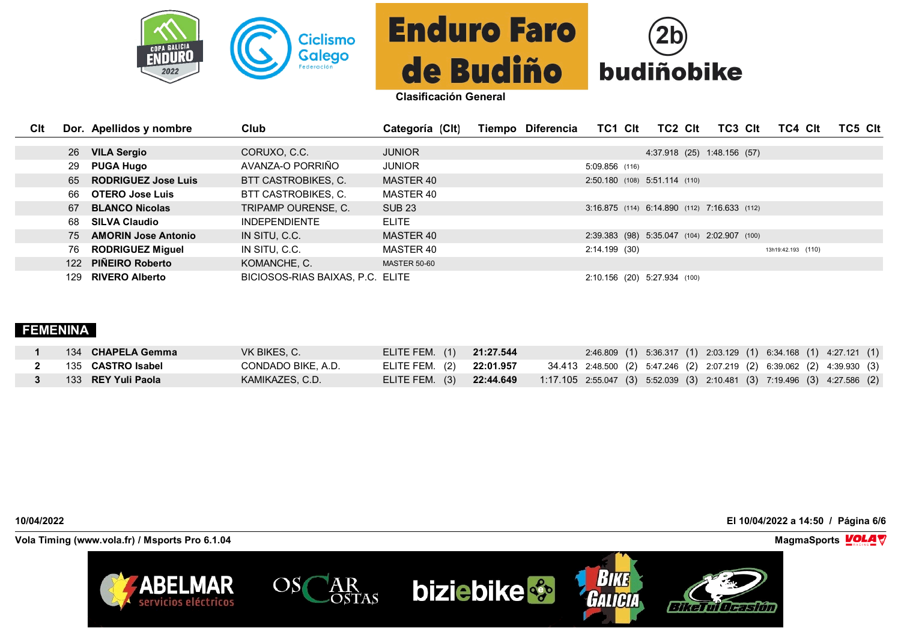# Enduro Faro de Budiño

**Clasificación General**

| Clt | Dor. | Apellidos y nombre | Club | Categoría | (Clt) | Tiempo | Diferencia | TC1 | Clt | TC2 | Clt | TC3 | Clt | TC4 | Clt | TC5 | Clt |
|---|---|---|---|---|---|---|---|---|---|---|---|---|---|---|---|---|---|
| | 26 | **VILA Sergio** | CORUXO, C.C. | JUNIOR | | | | | | 4:37.918 | (25) | 1:48.156 | (57) | | | | |
| | 29 | **PUGA Hugo** | AVANZA-O PORRIÑO | JUNIOR | | | | 5:09.856 | (116) | | | | | | | | |
| | 65 | **RODRIGUEZ Jose Luis** | BTT CASTROBIKES, C. | MASTER 40 | | | | 2:50.180 | (108) | 5:51.114 | (110) | | | | | | |
| | 66 | **OTERO Jose Luis** | BTT CASTROBIKES, C. | MASTER 40 | | | | | | | | | | | | | |
| | 67 | **BLANCO Nicolas** | TRIPAMP OURENSE, C. | SUB 23 | | | | 3:16.875 | (114) | 6:14.890 | (112) | 7:16.633 | (112) | | | | |
| | 68 | **SILVA Claudio** | INDEPENDIENTE | ELITE | | | | | | | | | | | | | |
| | 75 | **AMORIN Jose Antonio** | IN SITU, C.C. | MASTER 40 | | | | 2:39.383 | (98) | 5:35.047 | (104) | 2:02.907 | (100) | | | | |
| | 76 | **RODRIGUEZ Miguel** | IN SITU, C.C. | MASTER 40 | | | | 2:14.199 | (30) | | | | | 13h19:42.193 | (110) | | |
| | 122 | **PIÑEIRO Roberto** | KOMANCHE, C. | MASTER 50-60 | | | | | | | | | | | | | |
| | 129 | **RIVERO Alberto** | BICIOSOS-RIAS BAIXAS, P.C. | ELITE | | | | 2:10.156 | (20) | 5:27.934 | (100) | | | | | | |

## FEMENINA

| Clt | Dor. | Apellidos y nombre | Club | Categoría | (Clt) | Tiempo | Diferencia | TC1 | Clt | TC2 | Clt | TC3 | Clt | TC4 | Clt | TC5 | Clt |
|---|---|---|---|---|---|---|---|---|---|---|---|---|---|---|---|---|---|
| **1** | 134 | **CHAPELA Gemma** | VK BIKES, C. | ELITE FEM. | (1) | **21:27.544** | | 2:46.809 | (1) | 5:36.317 | (1) | 2:03.129 | (1) | 6:34.168 | (1) | 4:27.121 | (1) |
| **2** | 135 | **CASTRO Isabel** | CONDADO BIKE, A.D. | ELITE FEM. | (2) | **22:01.957** | 34.413 | 2:48.500 | (2) | 5:47.246 | (2) | 2:07.219 | (2) | 6:39.062 | (2) | 4:39.930 | (3) |
| **3** | 133 | **REY Yuli Paola** | KAMIKAZES, C.D. | ELITE FEM. | (3) | **22:44.649** | 1:17.105 | 2:55.047 | (3) | 5:52.039 | (3) | 2:10.481 | (3) | 7:19.496 | (3) | 4:27.586 | (2) |